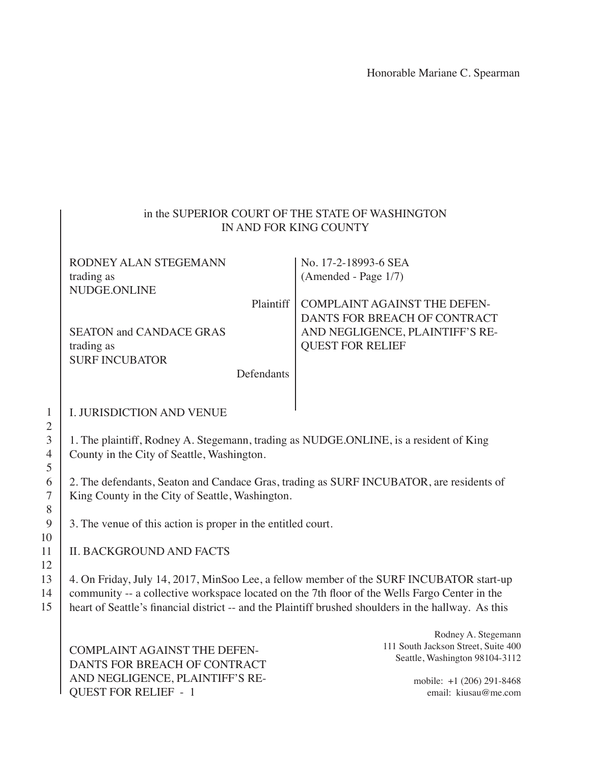Honorable Mariane C. Spearman

in the SUPERIOR COURT OF THE STATE OF WASHINGTON
IN AND FOR KING COUNTY

| | |
|---|---|
| RODNEY ALAN STEGEMANN<br>trading as<br>NUDGE.ONLINE<br><br>Plaintiff<br><br>SEATON and CANDACE GRAS<br>trading as<br>SURF INCUBATOR<br><br>Defendants | No. 17-2-18993-6 SEA<br>(Amended - Page 1/7)<br><br>COMPLAINT AGAINST THE DEFENDANTS FOR BREACH OF CONTRACT AND NEGLIGENCE, PLAINTIFF'S REQUEST FOR RELIEF |

## I. JURISDICTION AND VENUE

1. The plaintiff, Rodney A. Stegemann, trading as NUDGE.ONLINE, is a resident of King County in the City of Seattle, Washington.

2. The defendants, Seaton and Candace Gras, trading as SURF INCUBATOR, are residents of King County in the City of Seattle, Washington.

3. The venue of this action is proper in the entitled court.

## II. BACKGROUND AND FACTS

4. On Friday, July 14, 2017, MinSoo Lee, a fellow member of the SURF INCUBATOR start-up community -- a collective workspace located on the 7th floor of the Wells Fargo Center in the heart of Seattle's financial district -- and the Plaintiff brushed shoulders in the hallway. As this

Rodney A. Stegemann
111 South Jackson Street, Suite 400
Seattle, Washington 98104-3112

mobile: +1 (206) 291-8468
email: kiusau@me.com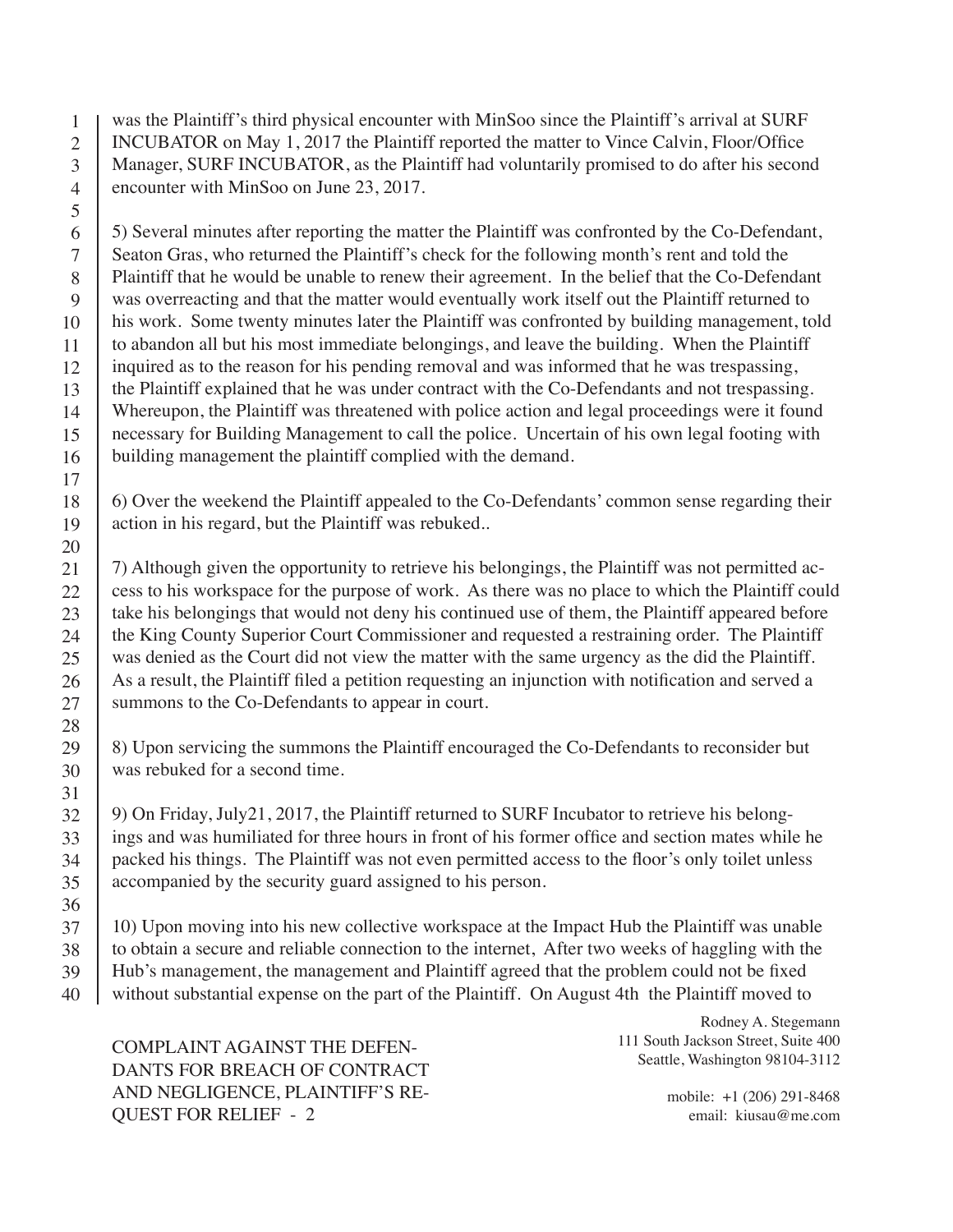was the Plaintiff's third physical encounter with MinSoo since the Plaintiff's arrival at SURF INCUBATOR on May 1, 2017 the Plaintiff reported the matter to Vince Calvin, Floor/Office Manager, SURF INCUBATOR, as the Plaintiff had voluntarily promised to do after his second encounter with MinSoo on June 23, 2017.

5) Several minutes after reporting the matter the Plaintiff was confronted by the Co-Defendant, Seaton Gras, who returned the Plaintiff's check for the following month's rent and told the Plaintiff that he would be unable to renew their agreement. In the belief that the Co-Defendant was overreacting and that the matter would eventually work itself out the Plaintiff returned to his work. Some twenty minutes later the Plaintiff was confronted by building management, told to abandon all but his most immediate belongings, and leave the building. When the Plaintiff inquired as to the reason for his pending removal and was informed that he was trespassing, the Plaintiff explained that he was under contract with the Co-Defendants and not trespassing. Whereupon, the Plaintiff was threatened with police action and legal proceedings were it found necessary for Building Management to call the police. Uncertain of his own legal footing with building management the plaintiff complied with the demand.

6) Over the weekend the Plaintiff appealed to the Co-Defendants' common sense regarding their action in his regard, but the Plaintiff was rebuked..

7) Although given the opportunity to retrieve his belongings, the Plaintiff was not permitted access to his workspace for the purpose of work. As there was no place to which the Plaintiff could take his belongings that would not deny his continued use of them, the Plaintiff appeared before the King County Superior Court Commissioner and requested a restraining order. The Plaintiff was denied as the Court did not view the matter with the same urgency as the did the Plaintiff. As a result, the Plaintiff filed a petition requesting an injunction with notification and served a summons to the Co-Defendants to appear in court.

8) Upon servicing the summons the Plaintiff encouraged the Co-Defendants to reconsider but was rebuked for a second time.

9) On Friday, July21, 2017, the Plaintiff returned to SURF Incubator to retrieve his belongings and was humiliated for three hours in front of his former office and section mates while he packed his things. The Plaintiff was not even permitted access to the floor's only toilet unless accompanied by the security guard assigned to his person.

10) Upon moving into his new collective workspace at the Impact Hub the Plaintiff was unable to obtain a secure and reliable connection to the internet, After two weeks of haggling with the Hub's management, the management and Plaintiff agreed that the problem could not be fixed without substantial expense on the part of the Plaintiff. On August 4th the Plaintiff moved to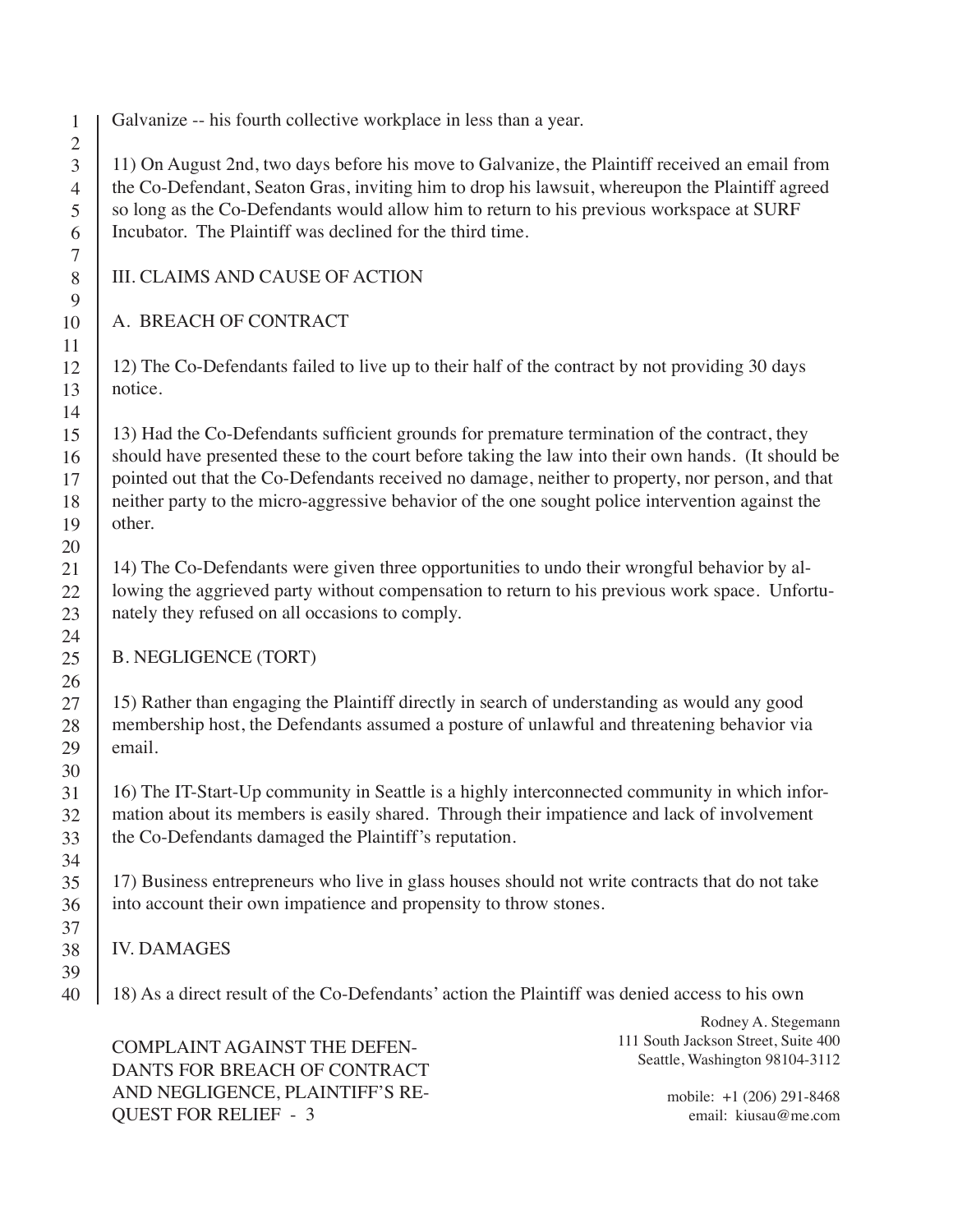Galvanize -- his fourth collective workplace in less than a year.

11) On August 2nd, two days before his move to Galvanize, the Plaintiff received an email from the Co-Defendant, Seaton Gras, inviting him to drop his lawsuit, whereupon the Plaintiff agreed so long as the Co-Defendants would allow him to return to his previous workspace at SURF Incubator. The Plaintiff was declined for the third time.

## III. CLAIMS AND CAUSE OF ACTION

### A. BREACH OF CONTRACT

12) The Co-Defendants failed to live up to their half of the contract by not providing 30 days notice.

13) Had the Co-Defendants sufficient grounds for premature termination of the contract, they should have presented these to the court before taking the law into their own hands. (It should be pointed out that the Co-Defendants received no damage, neither to property, nor person, and that neither party to the micro-aggressive behavior of the one sought police intervention against the other.

14) The Co-Defendants were given three opportunities to undo their wrongful behavior by allowing the aggrieved party without compensation to return to his previous work space. Unfortunately they refused on all occasions to comply.

### B. NEGLIGENCE (TORT)

15) Rather than engaging the Plaintiff directly in search of understanding as would any good membership host, the Defendants assumed a posture of unlawful and threatening behavior via email.

16) The IT-Start-Up community in Seattle is a highly interconnected community in which information about its members is easily shared. Through their impatience and lack of involvement the Co-Defendants damaged the Plaintiff's reputation.

17) Business entrepreneurs who live in glass houses should not write contracts that do not take into account their own impatience and propensity to throw stones.

## IV. DAMAGES

18) As a direct result of the Co-Defendants' action the Plaintiff was denied access to his own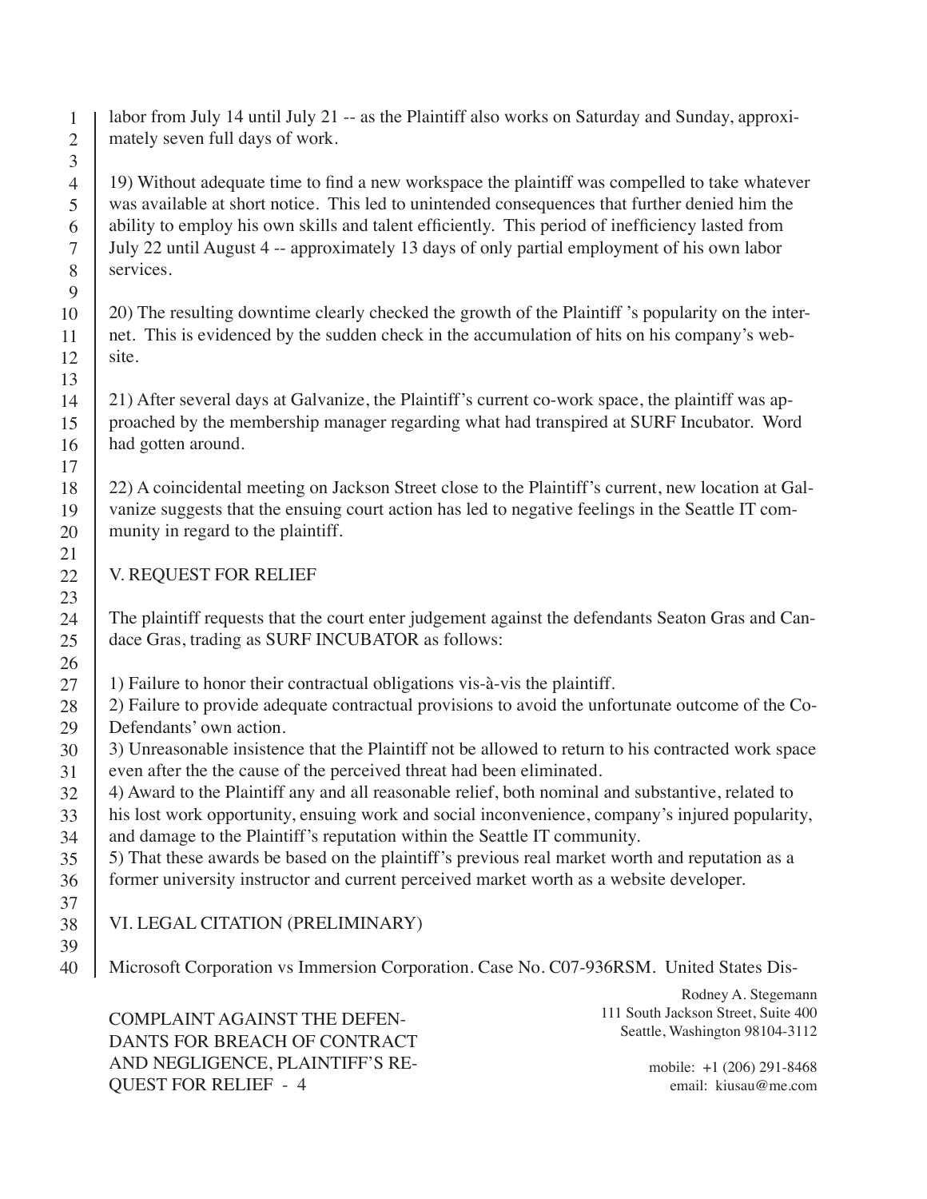labor from July 14 until July 21 -- as the Plaintiff also works on Saturday and Sunday, approximately seven full days of work.

19) Without adequate time to find a new workspace the plaintiff was compelled to take whatever was available at short notice. This led to unintended consequences that further denied him the ability to employ his own skills and talent efficiently. This period of inefficiency lasted from July 22 until August 4 -- approximately 13 days of only partial employment of his own labor services.

20) The resulting downtime clearly checked the growth of the Plaintiff 's popularity on the internet. This is evidenced by the sudden check in the accumulation of hits on his company's website.

21) After several days at Galvanize, the Plaintiff's current co-work space, the plaintiff was approached by the membership manager regarding what had transpired at SURF Incubator. Word had gotten around.

22) A coincidental meeting on Jackson Street close to the Plaintiff's current, new location at Galvanize suggests that the ensuing court action has led to negative feelings in the Seattle IT community in regard to the plaintiff.

## V. REQUEST FOR RELIEF

The plaintiff requests that the court enter judgement against the defendants Seaton Gras and Candace Gras, trading as SURF INCUBATOR as follows:

1) Failure to honor their contractual obligations vis-à-vis the plaintiff.
2) Failure to provide adequate contractual provisions to avoid the unfortunate outcome of the Co-Defendants' own action.
3) Unreasonable insistence that the Plaintiff not be allowed to return to his contracted work space even after the the cause of the perceived threat had been eliminated.
4) Award to the Plaintiff any and all reasonable relief, both nominal and substantive, related to his lost work opportunity, ensuing work and social inconvenience, company's injured popularity, and damage to the Plaintiff's reputation within the Seattle IT community.
5) That these awards be based on the plaintiff's previous real market worth and reputation as a former university instructor and current perceived market worth as a website developer.

## VI. LEGAL CITATION (PRELIMINARY)

Microsoft Corporation vs Immersion Corporation. Case No. C07-936RSM. United States Dis-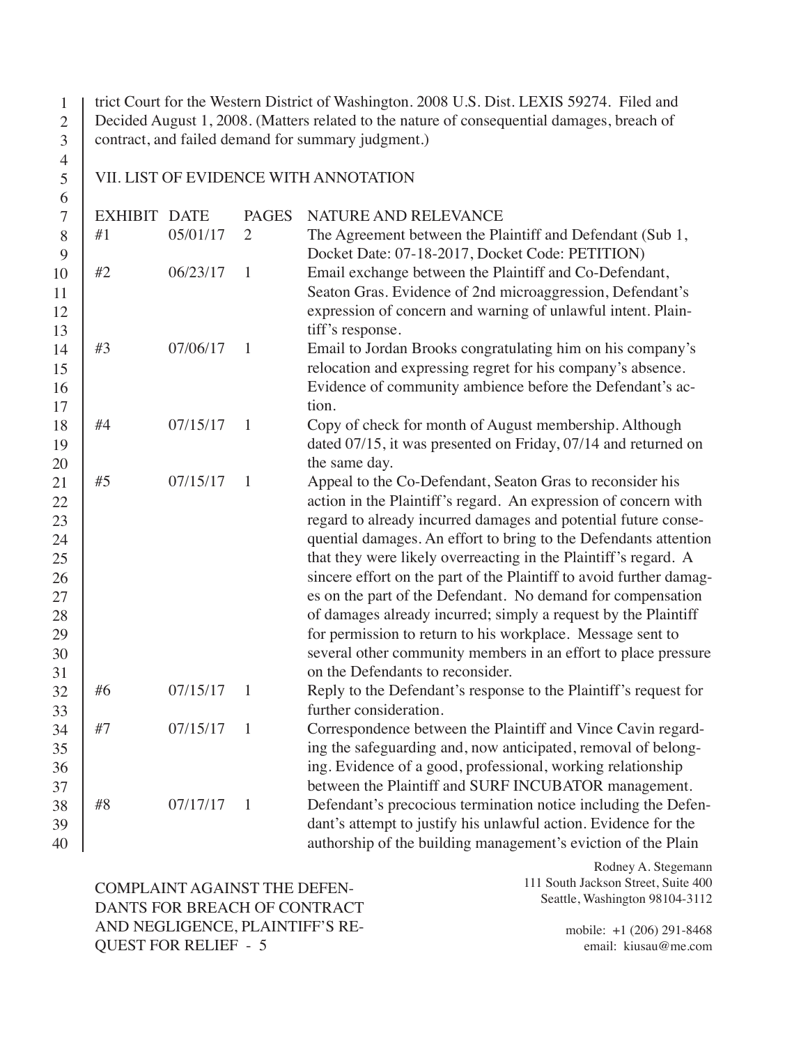trict Court for the Western District of Washington. 2008 U.S. Dist. LEXIS 59274. Filed and Decided August 1, 2008. (Matters related to the nature of consequential damages, breach of contract, and failed demand for summary judgment.)

VII. LIST OF EVIDENCE WITH ANNOTATION

| EXHIBIT | DATE | PAGES | NATURE AND RELEVANCE |
|---|---|---|---|
| #1 | 05/01/17 | 2 | The Agreement between the Plaintiff and Defendant (Sub 1, Docket Date: 07-18-2017, Docket Code: PETITION) |
| #2 | 06/23/17 | 1 | Email exchange between the Plaintiff and Co-Defendant, Seaton Gras. Evidence of 2nd microaggression, Defendant's expression of concern and warning of unlawful intent. Plaintiff's response. |
| #3 | 07/06/17 | 1 | Email to Jordan Brooks congratulating him on his company's relocation and expressing regret for his company's absence. Evidence of community ambience before the Defendant's action. |
| #4 | 07/15/17 | 1 | Copy of check for month of August membership. Although dated 07/15, it was presented on Friday, 07/14 and returned on the same day. |
| #5 | 07/15/17 | 1 | Appeal to the Co-Defendant, Seaton Gras to reconsider his action in the Plaintiff's regard. An expression of concern with regard to already incurred damages and potential future consequential damages. An effort to bring to the Defendants attention that they were likely overreacting in the Plaintiff's regard. A sincere effort on the part of the Plaintiff to avoid further damages on the part of the Defendant. No demand for compensation of damages already incurred; simply a request by the Plaintiff for permission to return to his workplace. Message sent to several other community members in an effort to place pressure on the Defendants to reconsider. |
| #6 | 07/15/17 | 1 | Reply to the Defendant's response to the Plaintiff's request for further consideration. |
| #7 | 07/15/17 | 1 | Correspondence between the Plaintiff and Vince Cavin regarding the safeguarding and, now anticipated, removal of belonging. Evidence of a good, professional, working relationship between the Plaintiff and SURF INCUBATOR management. |
| #8 | 07/17/17 | 1 | Defendant's precocious termination notice including the Defendant's attempt to justify his unlawful action. Evidence for the authorship of the building management's eviction of the Plain |

COMPLAINT AGAINST THE DEFENDANTS FOR BREACH OF CONTRACT AND NEGLIGENCE, PLAINTIFF'S REQUEST FOR RELIEF - 5

Rodney A. Stegemann
111 South Jackson Street, Suite 400
Seattle, Washington 98104-3112

mobile: +1 (206) 291-8468
email: kiusau@me.com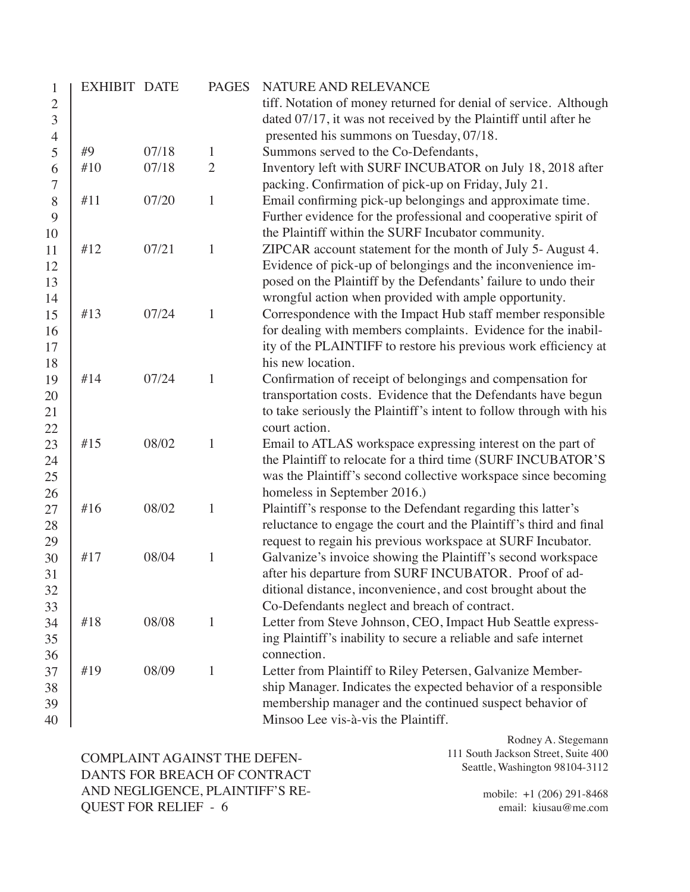| EXHIBIT | DATE | PAGES | NATURE AND RELEVANCE |
|---|---|---|---|
| | | | tiff. Notation of money returned for denial of service. Although dated 07/17, it was not received by the Plaintiff until after he presented his summons on Tuesday, 07/18. |
| #9 | 07/18 | 1 | Summons served to the Co-Defendants, |
| #10 | 07/18 | 2 | Inventory left with SURF INCUBATOR on July 18, 2018 after packing. Confirmation of pick-up on Friday, July 21. |
| #11 | 07/20 | 1 | Email confirming pick-up belongings and approximate time. Further evidence for the professional and cooperative spirit of the Plaintiff within the SURF Incubator community. |
| #12 | 07/21 | 1 | ZIPCAR account statement for the month of July 5- August 4. Evidence of pick-up of belongings and the inconvenience imposed on the Plaintiff by the Defendants' failure to undo their wrongful action when provided with ample opportunity. |
| #13 | 07/24 | 1 | Correspondence with the Impact Hub staff member responsible for dealing with members complaints. Evidence for the inability of the PLAINTIFF to restore his previous work efficiency at his new location. |
| #14 | 07/24 | 1 | Confirmation of receipt of belongings and compensation for transportation costs. Evidence that the Defendants have begun to take seriously the Plaintiff's intent to follow through with his court action. |
| #15 | 08/02 | 1 | Email to ATLAS workspace expressing interest on the part of the Plaintiff to relocate for a third time (SURF INCUBATOR'S was the Plaintiff's second collective workspace since becoming homeless in September 2016.) |
| #16 | 08/02 | 1 | Plaintiff's response to the Defendant regarding this latter's reluctance to engage the court and the Plaintiff's third and final request to regain his previous workspace at SURF Incubator. |
| #17 | 08/04 | 1 | Galvanize's invoice showing the Plaintiff's second workspace after his departure from SURF INCUBATOR. Proof of additional distance, inconvenience, and cost brought about the Co-Defendants neglect and breach of contract. |
| #18 | 08/08 | 1 | Letter from Steve Johnson, CEO, Impact Hub Seattle expressing Plaintiff's inability to secure a reliable and safe internet connection. |
| #19 | 08/09 | 1 | Letter from Plaintiff to Riley Petersen, Galvanize Membership Manager. Indicates the expected behavior of a responsible membership manager and the continued suspect behavior of Minsoo Lee vis-à-vis the Plaintiff. |

COMPLAINT AGAINST THE DEFENDANTS FOR BREACH OF CONTRACT AND NEGLIGENCE, PLAINTIFF'S REQUEST FOR RELIEF - 6

Rodney A. Stegemann
111 South Jackson Street, Suite 400
Seattle, Washington 98104-3112

mobile: +1 (206) 291-8468
email: kiusau@me.com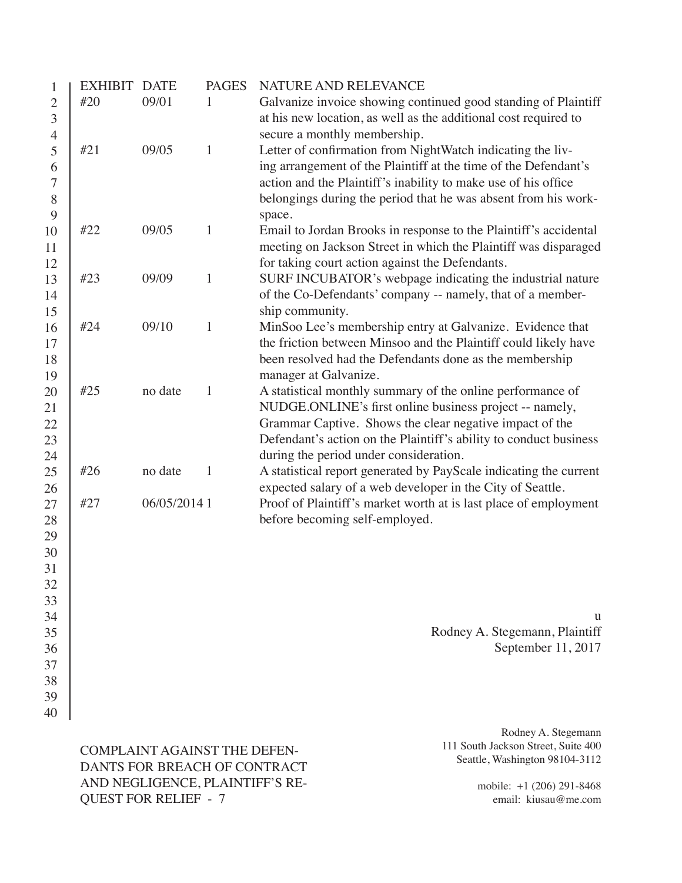| EXHIBIT | DATE | PAGES | NATURE AND RELEVANCE |
|---|---|---|---|
| #20 | 09/01 | 1 | Galvanize invoice showing continued good standing of Plaintiff at his new location, as well as the additional cost required to secure a monthly membership. |
| #21 | 09/05 | 1 | Letter of confirmation from NightWatch indicating the living arrangement of the Plaintiff at the time of the Defendant's action and the Plaintiff's inability to make use of his office belongings during the period that he was absent from his workspace. |
| #22 | 09/05 | 1 | Email to Jordan Brooks in response to the Plaintiff's accidental meeting on Jackson Street in which the Plaintiff was disparaged for taking court action against the Defendants. |
| #23 | 09/09 | 1 | SURF INCUBATOR's webpage indicating the industrial nature of the Co-Defendants' company -- namely, that of a membership community. |
| #24 | 09/10 | 1 | MinSoo Lee's membership entry at Galvanize. Evidence that the friction between Minsoo and the Plaintiff could likely have been resolved had the Defendants done as the membership manager at Galvanize. |
| #25 | no date | 1 | A statistical monthly summary of the online performance of NUDGE.ONLINE's first online business project -- namely, Grammar Captive. Shows the clear negative impact of the Defendant's action on the Plaintiff's ability to conduct business during the period under consideration. |
| #26 | no date | 1 | A statistical report generated by PayScale indicating the current expected salary of a web developer in the City of Seattle. |
| #27 | 06/05/2014 | 1 | Proof of Plaintiff's market worth at is last place of employment before becoming self-employed. |

u

Rodney A. Stegemann, Plaintiff
September 11, 2017

COMPLAINT AGAINST THE DEFENDANTS FOR BREACH OF CONTRACT AND NEGLIGENCE, PLAINTIFF'S REQUEST FOR RELIEF - 7

Rodney A. Stegemann
111 South Jackson Street, Suite 400
Seattle, Washington 98104-3112

mobile: +1 (206) 291-8468
email: kiusau@me.com